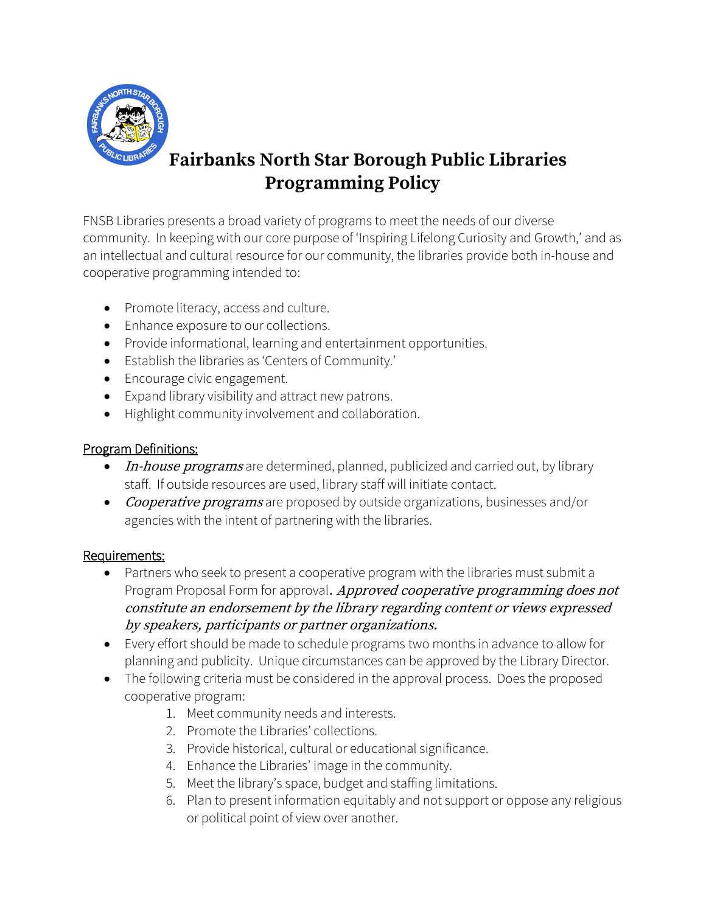# Fairbanks North Star Borough Public Libraries Programming Policy

FNSB Libraries presents a broad variety of programs to meet the needs of our diverse community. In keeping with our core purpose of 'Inspiring Lifelong Curiosity and Growth,' and as an intellectual and cultural resource for our community, the libraries provide both in-house and cooperative programming intended to:

- Promote literacy, access and culture.
- Enhance exposure to our collections.
- Provide informational, learning and entertainment opportunities.
- Establish the libraries as 'Centers of Community.'
- Encourage civic engagement.
- Expand library visibility and attract new patrons.
- Highlight community involvement and collaboration.

<u>Program Definitions:</u>

- ***In-house programs*** are determined, planned, publicized and carried out, by library staff. If outside resources are used, library staff will initiate contact.
- ***Cooperative programs*** are proposed by outside organizations, businesses and/or agencies with the intent of partnering with the libraries.

<u>Requirements:</u>

- Partners who seek to present a cooperative program with the libraries must submit a Program Proposal Form for approval. ***Approved cooperative programming does not constitute an endorsement by the library regarding content or views expressed by speakers, participants or partner organizations.***
- Every effort should be made to schedule programs two months in advance to allow for planning and publicity. Unique circumstances can be approved by the Library Director.
- The following criteria must be considered in the approval process. Does the proposed cooperative program:
    1. Meet community needs and interests.
    2. Promote the Libraries' collections.
    3. Provide historical, cultural or educational significance.
    4. Enhance the Libraries' image in the community.
    5. Meet the library's space, budget and staffing limitations.
    6. Plan to present information equitably and not support or oppose any religious or political point of view over another.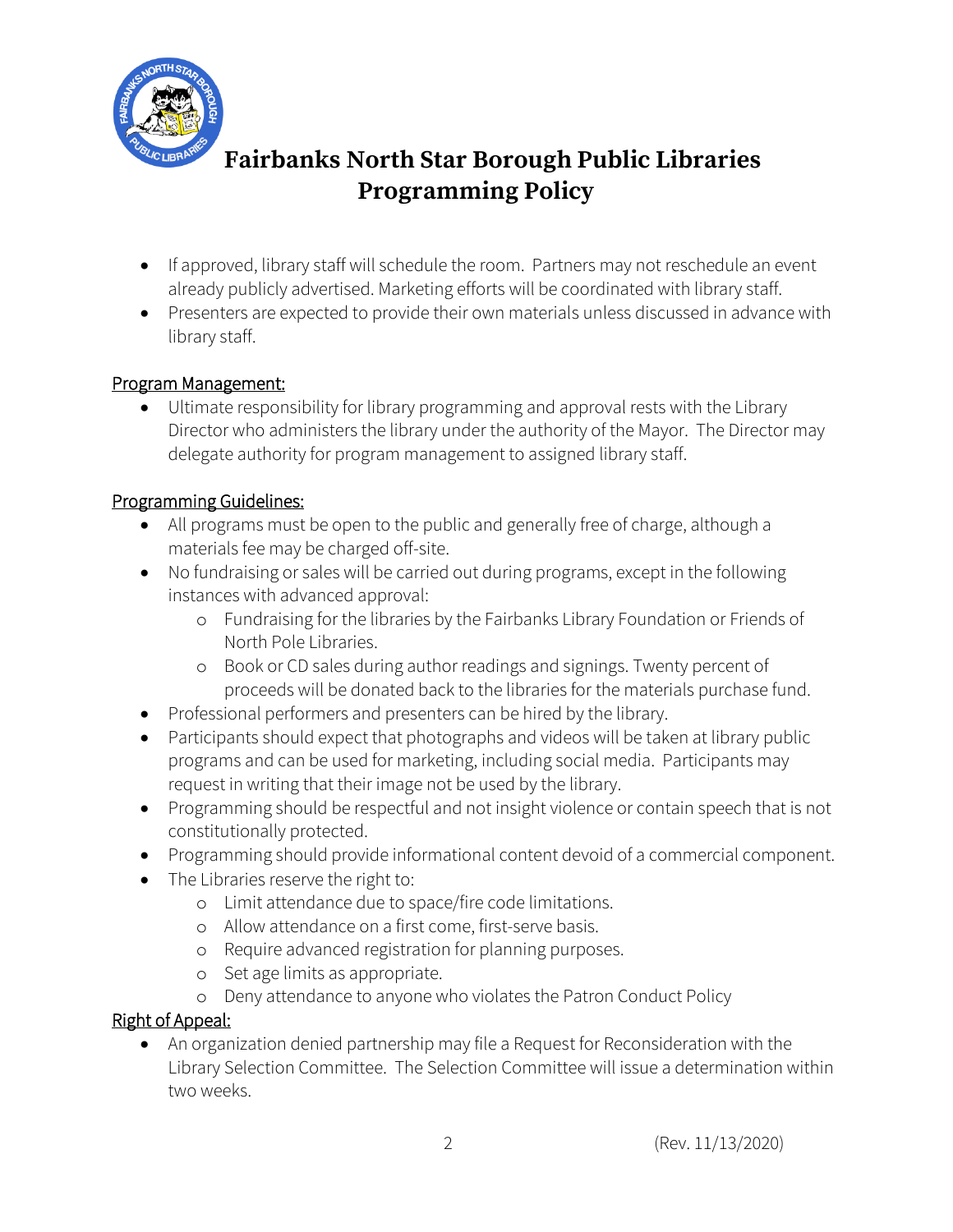# Fairbanks North Star Borough Public Libraries Programming Policy

- If approved, library staff will schedule the room. Partners may not reschedule an event already publicly advertised. Marketing efforts will be coordinated with library staff.
- Presenters are expected to provide their own materials unless discussed in advance with library staff.

## Program Management:

- Ultimate responsibility for library programming and approval rests with the Library Director who administers the library under the authority of the Mayor. The Director may delegate authority for program management to assigned library staff.

## Programming Guidelines:

- All programs must be open to the public and generally free of charge, although a materials fee may be charged off-site.
- No fundraising or sales will be carried out during programs, except in the following instances with advanced approval:
  - Fundraising for the libraries by the Fairbanks Library Foundation or Friends of North Pole Libraries.
  - Book or CD sales during author readings and signings. Twenty percent of proceeds will be donated back to the libraries for the materials purchase fund.
- Professional performers and presenters can be hired by the library.
- Participants should expect that photographs and videos will be taken at library public programs and can be used for marketing, including social media. Participants may request in writing that their image not be used by the library.
- Programming should be respectful and not insight violence or contain speech that is not constitutionally protected.
- Programming should provide informational content devoid of a commercial component.
- The Libraries reserve the right to:
  - Limit attendance due to space/fire code limitations.
  - Allow attendance on a first come, first-serve basis.
  - Require advanced registration for planning purposes.
  - Set age limits as appropriate.
  - Deny attendance to anyone who violates the Patron Conduct Policy

## Right of Appeal:

- An organization denied partnership may file a Request for Reconsideration with the Library Selection Committee. The Selection Committee will issue a determination within two weeks.

(Rev. 11/13/2020)